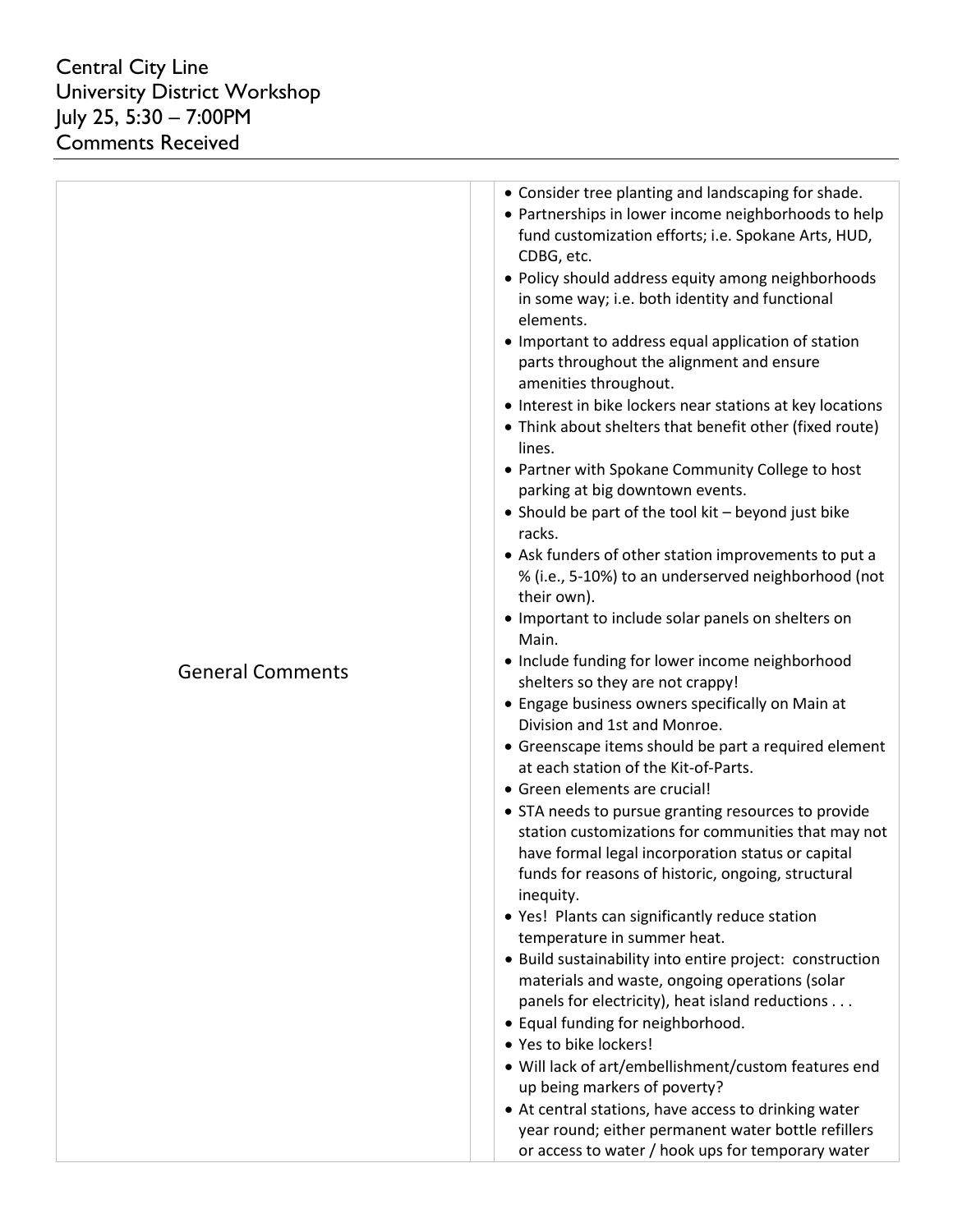# Central City Line
# University District Workshop
# July 25, 5:30 – 7:00PM
# Comments Received

| | | |
|---|---|---|
| General Comments | | • Consider tree planting and landscaping for shade.<br>• Partnerships in lower income neighborhoods to help fund customization efforts; i.e. Spokane Arts, HUD, CDBG, etc.<br>• Policy should address equity among neighborhoods in some way; i.e. both identity and functional elements.<br>• Important to address equal application of station parts throughout the alignment and ensure amenities throughout.<br>• Interest in bike lockers near stations at key locations<br>• Think about shelters that benefit other (fixed route) lines.<br>• Partner with Spokane Community College to host parking at big downtown events.<br>• Should be part of the tool kit – beyond just bike racks.<br>• Ask funders of other station improvements to put a % (i.e., 5-10%) to an underserved neighborhood (not their own).<br>• Important to include solar panels on shelters on Main.<br>• Include funding for lower income neighborhood shelters so they are not crappy!<br>• Engage business owners specifically on Main at Division and 1st and Monroe.<br>• Greenscape items should be part a required element at each station of the Kit-of-Parts.<br>• Green elements are crucial!<br>• STA needs to pursue granting resources to provide station customizations for communities that may not have formal legal incorporation status or capital funds for reasons of historic, ongoing, structural inequity.<br>• Yes! Plants can significantly reduce station temperature in summer heat.<br>• Build sustainability into entire project: construction materials and waste, ongoing operations (solar panels for electricity), heat island reductions . . .<br>• Equal funding for neighborhood.<br>• Yes to bike lockers!<br>• Will lack of art/embellishment/custom features end up being markers of poverty?<br>• At central stations, have access to drinking water year round; either permanent water bottle refillers or access to water / hook ups for temporary water |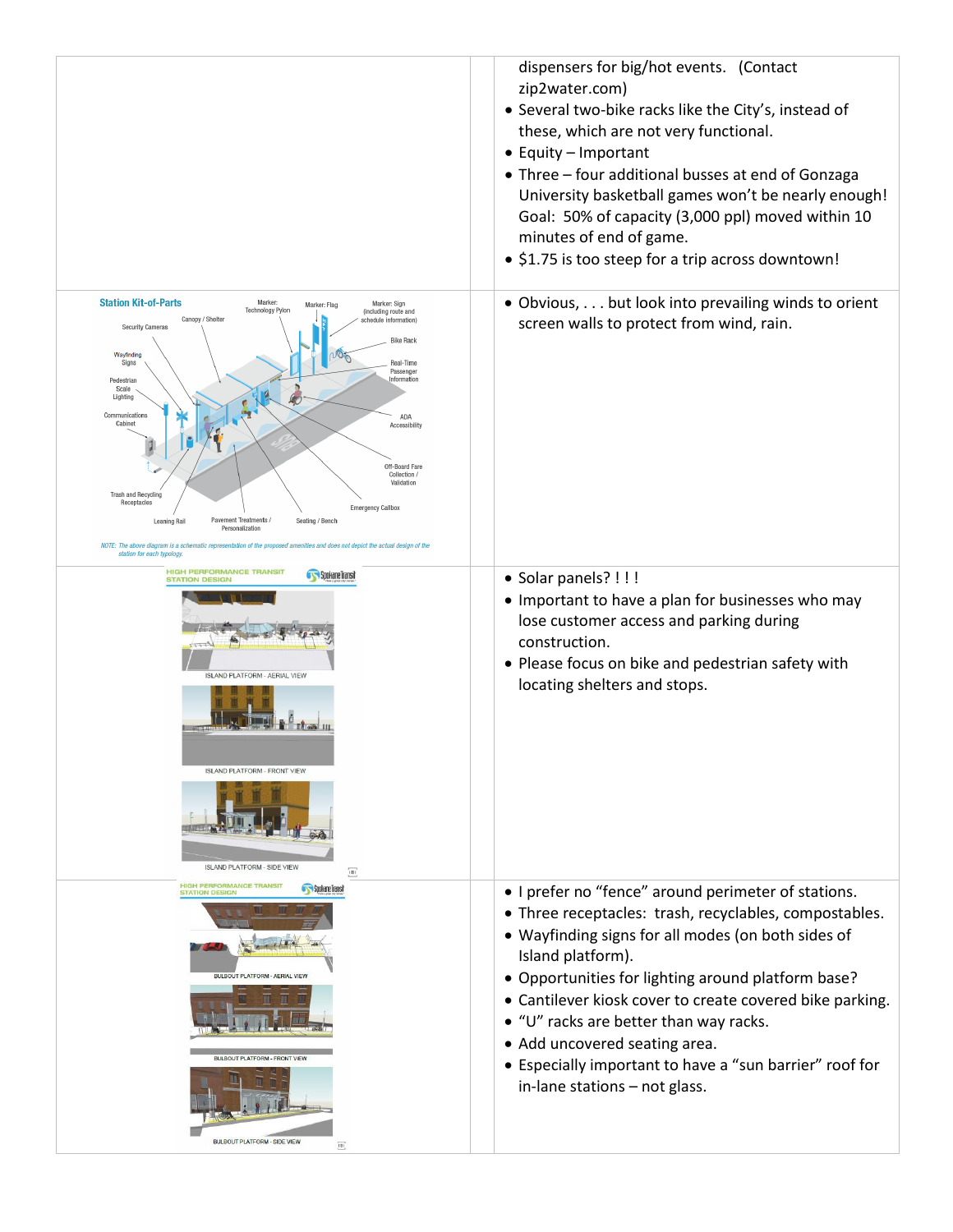| | | |
|---|---|---|
| | | dispensers for big/hot events. (Contact zip2water.com)<br>• Several two-bike racks like the City's, instead of these, which are not very functional.<br>• Equity – Important<br>• Three – four additional busses at end of Gonzaga University basketball games won't be nearly enough! Goal: 50% of capacity (3,000 ppl) moved within 10 minutes of end of game.<br>• $1.75 is too steep for a trip across downtown! |
| **Station Kit-of-Parts**<br>Marker: Technology Pylon; Marker: Flag; Marker: Sign (including route and schedule information); Canopy / Shelter; Security Cameras; Bike Rack; Wayfinding Signs; Real-Time Passenger Information; Pedestrian Scale Lighting; Communications Cabinet; ADA Accessibility; Off-Board Fare Collection / Validation; Trash and Recycling Receptacles; Emergency Callbox; Leaning Rail; Pavement Treatments / Personalization; Seating / Bench<br>*NOTE: The above diagram is a schematic representation of the proposed amenities and does not depict the actual design of the station for each typology.* | | • Obvious, . . . but look into prevailing winds to orient screen walls to protect from wind, rain. |
| HIGH PERFORMANCE TRANSIT STATION DESIGN<br>ISLAND PLATFORM - AERIAL VIEW<br>ISLAND PLATFORM - FRONT VIEW<br>ISLAND PLATFORM - SIDE VIEW | | • Solar panels? ! ! !<br>• Important to have a plan for businesses who may lose customer access and parking during construction.<br>• Please focus on bike and pedestrian safety with locating shelters and stops. |
| HIGH PERFORMANCE TRANSIT STATION DESIGN<br>BULBOUT PLATFORM - AERIAL VIEW<br>BULBOUT PLATFORM - FRONT VIEW<br>BULBOUT PLATFORM - SIDE VIEW | | • I prefer no "fence" around perimeter of stations.<br>• Three receptacles: trash, recyclables, compostables.<br>• Wayfinding signs for all modes (on both sides of Island platform).<br>• Opportunities for lighting around platform base?<br>• Cantilever kiosk cover to create covered bike parking.<br>• "U" racks are better than way racks.<br>• Add uncovered seating area.<br>• Especially important to have a "sun barrier" roof for in-lane stations – not glass. |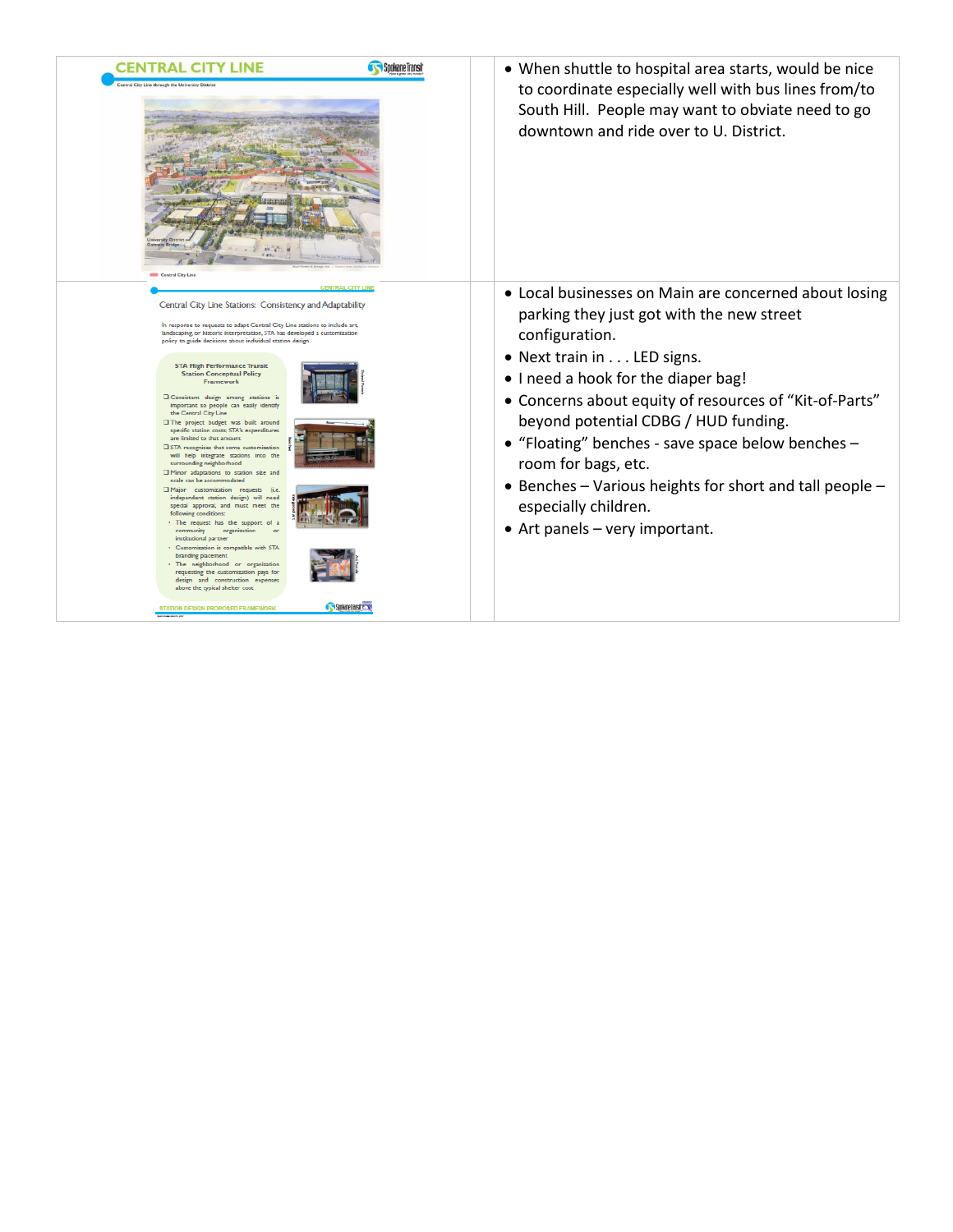| | | |
|---|---|---|
| **CENTRAL CITY LINE**<br>Central City Line through the University District<br>University District Gateway Bridge<br>Central City Line | | • When shuttle to hospital area starts, would be nice to coordinate especially well with bus lines from/to South Hill. People may want to obviate need to go downtown and ride over to U. District. |
| CENTRAL CITY LINE<br>Central City Line Stations: Consistency and Adaptability<br>In response to requests to adapt Central City Line stations to include art, landscaping, or historic interpretation, STA has developed a customization policy to guide decisions about individual station design.<br>**STA High Performance Transit Station Conceptual Policy Framework**<br>❑ Consistent design among stations is important so people can easily identify the Central City Line<br>❑ The project budget was built around specific station costs; STA's expenditures are limited to that amount<br>❑ STA recognizes that some customization will help integrate stations into the surrounding neighborhood<br>❑ Minor adaptations to station size and scale can be accommodated<br>❑ Major customization requests (i.e. independent station design) will need special approval, and must meet the following conditions:<br>• The request has the support of a community organization or institutional partner<br>• Customization is compatible with STA branding placement<br>• The neighborhood or organization requesting the customization pays for design and construction expenses above the typical shelter cost<br>STATION DESIGN PROPOSED FRAMEWORK | | • Local businesses on Main are concerned about losing parking they just got with the new street configuration.<br>• Next train in . . . LED signs.<br>• I need a hook for the diaper bag!<br>• Concerns about equity of resources of "Kit-of-Parts" beyond potential CDBG / HUD funding.<br>• "Floating" benches - save space below benches – room for bags, etc.<br>• Benches – Various heights for short and tall people – especially children.<br>• Art panels – very important. |